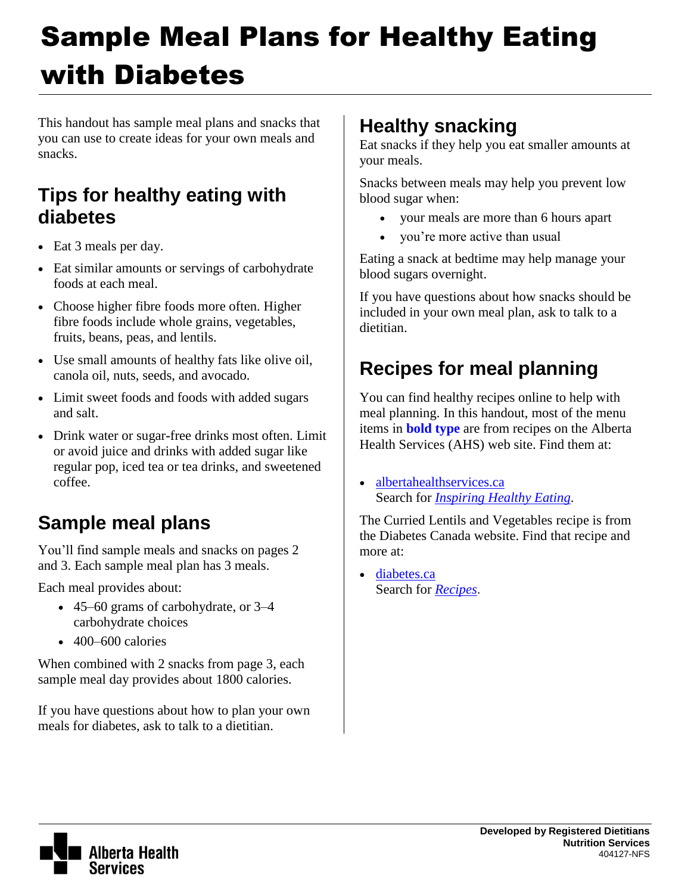# Sample Meal Plans for Healthy Eating with Diabetes

This handout has sample meal plans and snacks that you can use to create ideas for your own meals and snacks.

## Tips for healthy eating with diabetes

- Eat 3 meals per day.
- Eat similar amounts or servings of carbohydrate foods at each meal.
- Choose higher fibre foods more often. Higher fibre foods include whole grains, vegetables, fruits, beans, peas, and lentils.
- Use small amounts of healthy fats like olive oil, canola oil, nuts, seeds, and avocado.
- Limit sweet foods and foods with added sugars and salt.
- Drink water or sugar-free drinks most often. Limit or avoid juice and drinks with added sugar like regular pop, iced tea or tea drinks, and sweetened coffee.

## Sample meal plans

You'll find sample meals and snacks on pages 2 and 3. Each sample meal plan has 3 meals.

Each meal provides about:

- 45–60 grams of carbohydrate, or 3–4 carbohydrate choices
- 400–600 calories

When combined with 2 snacks from page 3, each sample meal day provides about 1800 calories.

If you have questions about how to plan your own meals for diabetes, ask to talk to a dietitian.

## Healthy snacking

Eat snacks if they help you eat smaller amounts at your meals.

Snacks between meals may help you prevent low blood sugar when:

- your meals are more than 6 hours apart
- you're more active than usual

Eating a snack at bedtime may help manage your blood sugars overnight.

If you have questions about how snacks should be included in your own meal plan, ask to talk to a dietitian.

## Recipes for meal planning

You can find healthy recipes online to help with meal planning. In this handout, most of the menu items in **bold type** are from recipes on the Alberta Health Services (AHS) web site. Find them at:

- albertahealthservices.ca  
  Search for *Inspiring Healthy Eating*.

The Curried Lentils and Vegetables recipe is from the Diabetes Canada website. Find that recipe and more at:

- diabetes.ca  
  Search for *Recipes*.

Developed by Registered Dietitians  
Nutrition Services  
404127-NFS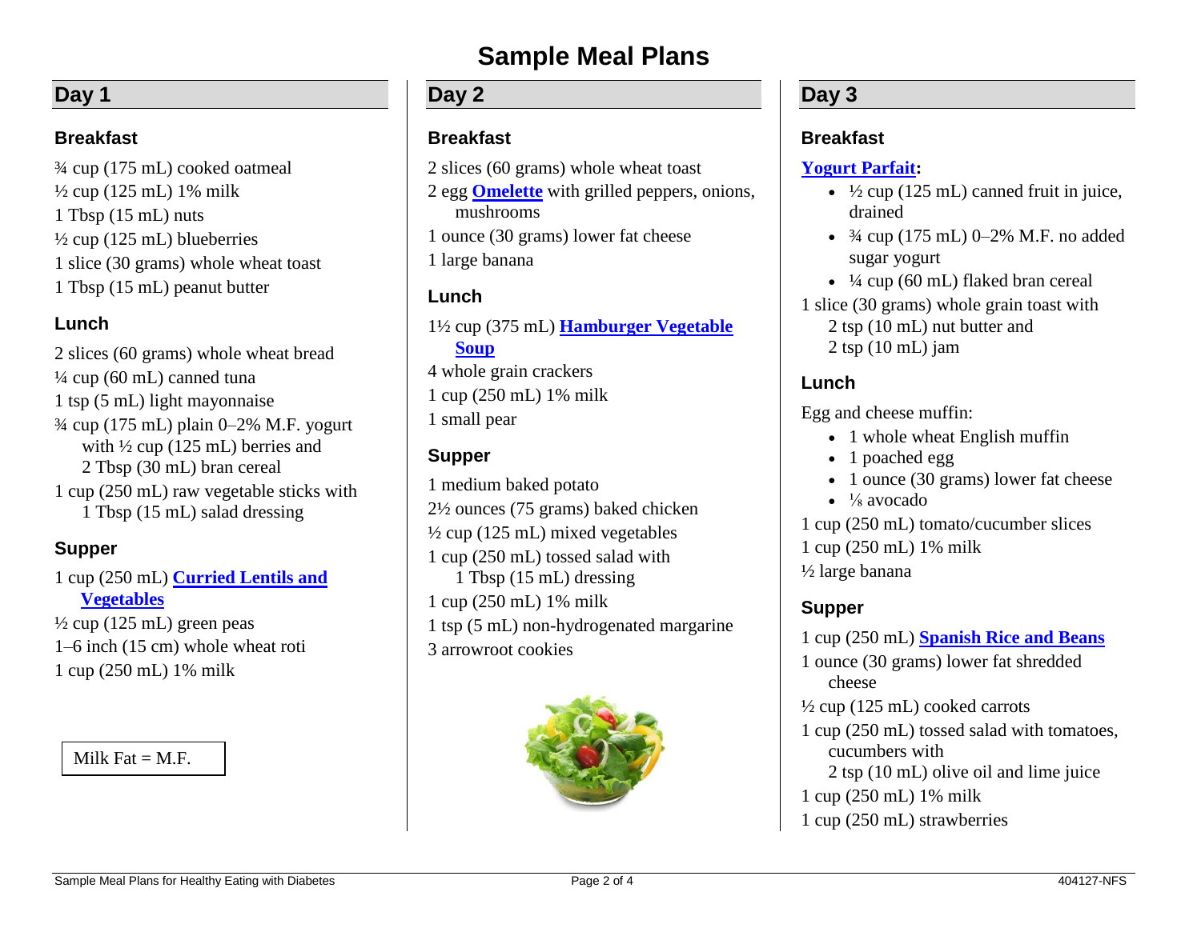# Sample Meal Plans

## Day 1

### Breakfast

¾ cup (175 mL) cooked oatmeal
½ cup (125 mL) 1% milk
1 Tbsp (15 mL) nuts
½ cup (125 mL) blueberries
1 slice (30 grams) whole wheat toast
1 Tbsp (15 mL) peanut butter

### Lunch

2 slices (60 grams) whole wheat bread
¼ cup (60 mL) canned tuna
1 tsp (5 mL) light mayonnaise
¾ cup (175 mL) plain 0–2% M.F. yogurt with ½ cup (125 mL) berries and 2 Tbsp (30 mL) bran cereal
1 cup (250 mL) raw vegetable sticks with 1 Tbsp (15 mL) salad dressing

### Supper

1 cup (250 mL) **Curried Lentils and Vegetables**
½ cup (125 mL) green peas
1–6 inch (15 cm) whole wheat roti
1 cup (250 mL) 1% milk

Milk Fat = M.F.

## Day 2

### Breakfast

2 slices (60 grams) whole wheat toast
2 egg **Omelette** with grilled peppers, onions, mushrooms
1 ounce (30 grams) lower fat cheese
1 large banana

### Lunch

1½ cup (375 mL) **Hamburger Vegetable Soup**
4 whole grain crackers
1 cup (250 mL) 1% milk
1 small pear

### Supper

1 medium baked potato
2½ ounces (75 grams) baked chicken
½ cup (125 mL) mixed vegetables
1 cup (250 mL) tossed salad with 1 Tbsp (15 mL) dressing
1 cup (250 mL) 1% milk
1 tsp (5 mL) non-hydrogenated margarine
3 arrowroot cookies

## Day 3

### Breakfast

**Yogurt Parfait:**

- ½ cup (125 mL) canned fruit in juice, drained
- ¾ cup (175 mL) 0–2% M.F. no added sugar yogurt
- ¼ cup (60 mL) flaked bran cereal

1 slice (30 grams) whole grain toast with 2 tsp (10 mL) nut butter and 2 tsp (10 mL) jam

### Lunch

Egg and cheese muffin:

- 1 whole wheat English muffin
- 1 poached egg
- 1 ounce (30 grams) lower fat cheese
- ⅛ avocado

1 cup (250 mL) tomato/cucumber slices
1 cup (250 mL) 1% milk
½ large banana

### Supper

1 cup (250 mL) **Spanish Rice and Beans**
1 ounce (30 grams) lower fat shredded cheese
½ cup (125 mL) cooked carrots
1 cup (250 mL) tossed salad with tomatoes, cucumbers with 2 tsp (10 mL) olive oil and lime juice
1 cup (250 mL) 1% milk
1 cup (250 mL) strawberries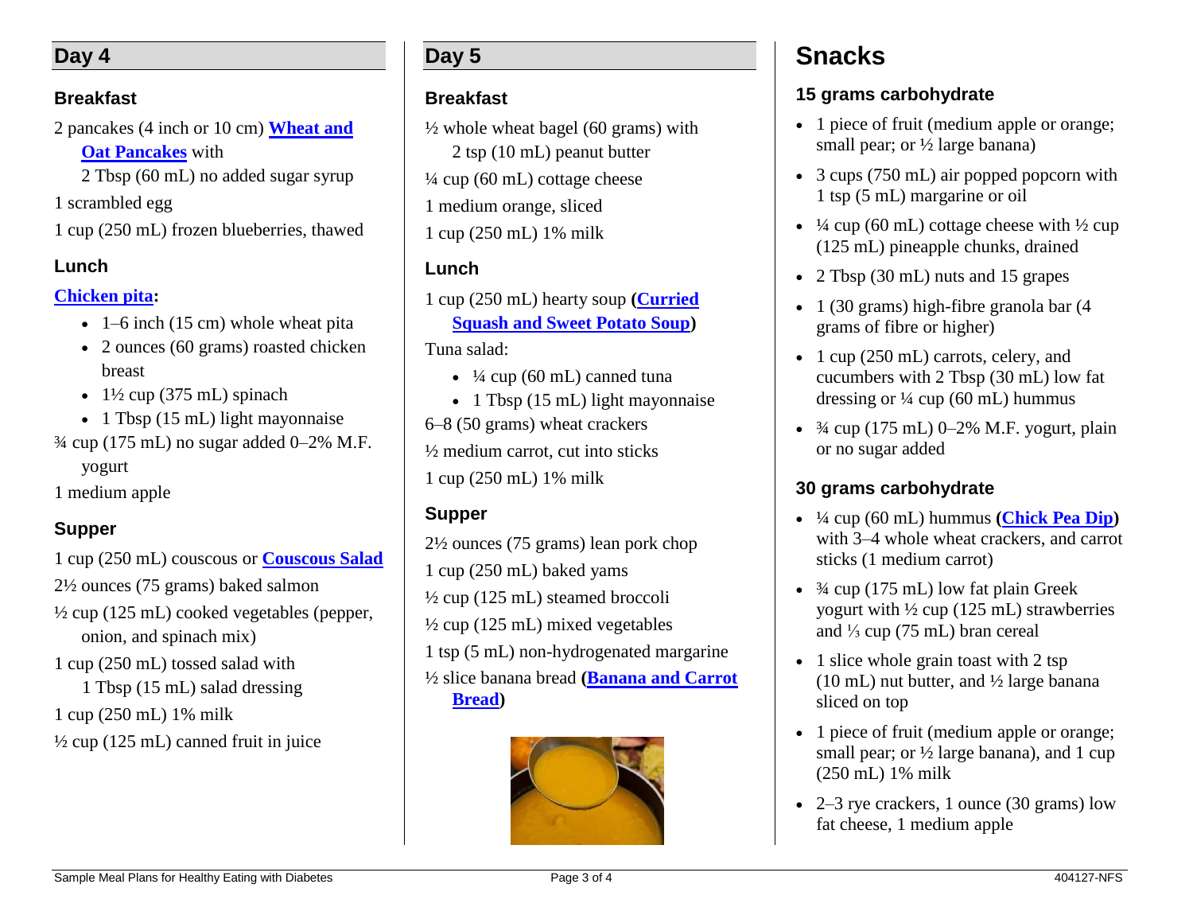## Day 4

### Breakfast

2 pancakes (4 inch or 10 cm) **Wheat and Oat Pancakes** with 2 Tbsp (60 mL) no added sugar syrup

1 scrambled egg

1 cup (250 mL) frozen blueberries, thawed

### Lunch

**Chicken pita:**

- 1–6 inch (15 cm) whole wheat pita
- 2 ounces (60 grams) roasted chicken breast
- 1½ cup (375 mL) spinach
- 1 Tbsp (15 mL) light mayonnaise

¾ cup (175 mL) no sugar added 0–2% M.F. yogurt

1 medium apple

### Supper

1 cup (250 mL) couscous or **Couscous Salad**

2½ ounces (75 grams) baked salmon

½ cup (125 mL) cooked vegetables (pepper, onion, and spinach mix)

1 cup (250 mL) tossed salad with 1 Tbsp (15 mL) salad dressing

1 cup (250 mL) 1% milk

½ cup (125 mL) canned fruit in juice

## Day 5

### Breakfast

½ whole wheat bagel (60 grams) with 2 tsp (10 mL) peanut butter

¼ cup (60 mL) cottage cheese

1 medium orange, sliced

1 cup (250 mL) 1% milk

### Lunch

1 cup (250 mL) hearty soup **(Curried Squash and Sweet Potato Soup)**

Tuna salad:

- ¼ cup (60 mL) canned tuna
- 1 Tbsp (15 mL) light mayonnaise

6–8 (50 grams) wheat crackers

½ medium carrot, cut into sticks

1 cup (250 mL) 1% milk

### Supper

2½ ounces (75 grams) lean pork chop

1 cup (250 mL) baked yams

½ cup (125 mL) steamed broccoli

½ cup (125 mL) mixed vegetables

1 tsp (5 mL) non-hydrogenated margarine

½ slice banana bread **(Banana and Carrot Bread)**

# Snacks

### 15 grams carbohydrate

- 1 piece of fruit (medium apple or orange; small pear; or ½ large banana)
- 3 cups (750 mL) air popped popcorn with 1 tsp (5 mL) margarine or oil
- ¼ cup (60 mL) cottage cheese with ½ cup (125 mL) pineapple chunks, drained
- 2 Tbsp (30 mL) nuts and 15 grapes
- 1 (30 grams) high-fibre granola bar (4 grams of fibre or higher)
- 1 cup (250 mL) carrots, celery, and cucumbers with 2 Tbsp (30 mL) low fat dressing or ¼ cup (60 mL) hummus
- ¾ cup (175 mL) 0–2% M.F. yogurt, plain or no sugar added

### 30 grams carbohydrate

- ¼ cup (60 mL) hummus **(Chick Pea Dip)** with 3–4 whole wheat crackers, and carrot sticks (1 medium carrot)
- ¾ cup (175 mL) low fat plain Greek yogurt with ½ cup (125 mL) strawberries and ⅓ cup (75 mL) bran cereal
- 1 slice whole grain toast with 2 tsp (10 mL) nut butter, and ½ large banana sliced on top
- 1 piece of fruit (medium apple or orange; small pear; or ½ large banana), and 1 cup (250 mL) 1% milk
- 2–3 rye crackers, 1 ounce (30 grams) low fat cheese, 1 medium apple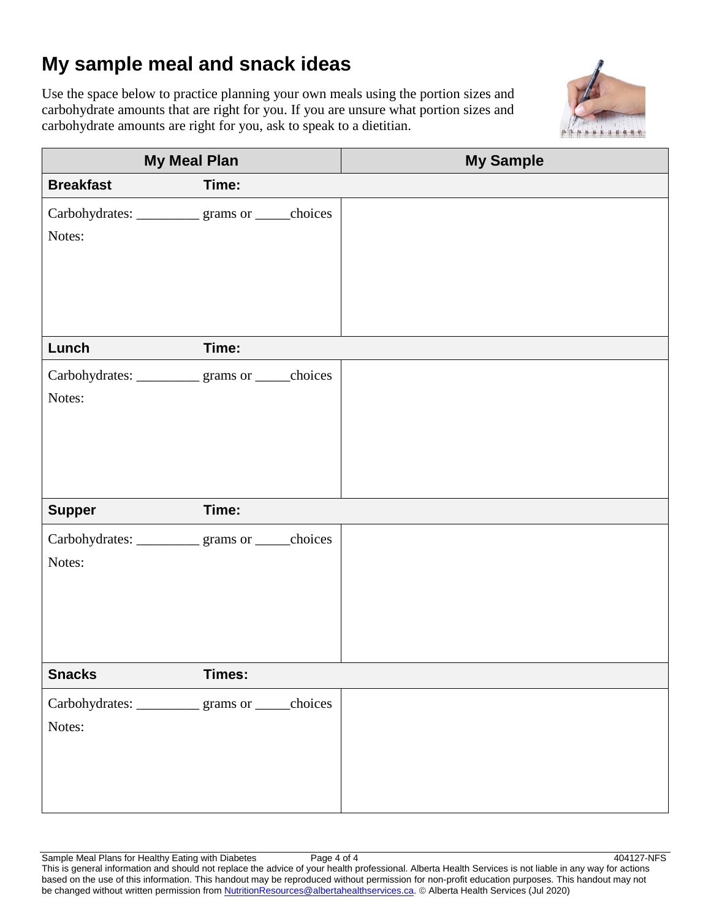# My sample meal and snack ideas

Use the space below to practice planning your own meals using the portion sizes and carbohydrate amounts that are right for you. If you are unsure what portion sizes and carbohydrate amounts are right for you, ask to speak to a dietitian.

| My Meal Plan | My Sample |
|---|---|
| **Breakfast** Time: | |
| Carbohydrates: _________ grams or _____choices<br>Notes: | |
| **Lunch** Time: | |
| Carbohydrates: _________ grams or _____choices<br>Notes: | |
| **Supper** Time: | |
| Carbohydrates: _________ grams or _____choices<br>Notes: | |
| **Snacks** Times: | |
| Carbohydrates: _________ grams or _____choices<br>Notes: | |

This is general information and should not replace the advice of your health professional. Alberta Health Services is not liable in any way for actions based on the use of this information. This handout may be reproduced without permission for non-profit education purposes. This handout may not be changed without written permission from NutritionResources@albertahealthservices.ca. © Alberta Health Services (Jul 2020)